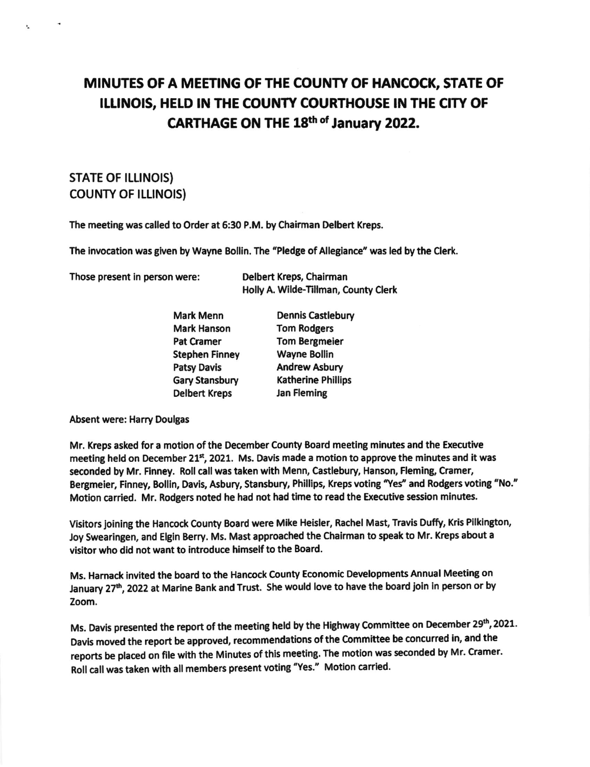# MINUTES OF A MEETING OF THE COUNTY OF HANCOCK, STATE OF ILLINOIS, HELD IN THE COUNTY COURTHOUSE IN THE CITY OF CARTHAGE ON THE 18th of January 2022.

**STATE OF ILLINOIS)**
**COUNTY OF ILLINOIS)**

**The meeting was called to Order at 6:30 P.M. by Chairman Delbert Kreps.**

**The invocation was given by Wayne Bollin. The "Pledge of Allegiance" was led by the Clerk.**

**Those present in person were:** Delbert Kreps, Chairman
Holly A. Wilde-Tillman, County Clerk

| | |
|---|---|
| Mark Menn | Dennis Castlebury |
| Mark Hanson | Tom Rodgers |
| Pat Cramer | Tom Bergmeier |
| Stephen Finney | Wayne Bollin |
| Patsy Davis | Andrew Asbury |
| Gary Stansbury | Katherine Phillips |
| Delbert Kreps | Jan Fleming |

**Absent were: Harry Doulgas**

**Mr. Kreps asked for a motion of the December County Board meeting minutes and the Executive meeting held on December 21st, 2021. Ms. Davis made a motion to approve the minutes and it was seconded by Mr. Finney. Roll call was taken with Menn, Castlebury, Hanson, Fleming, Cramer, Bergmeier, Finney, Bollin, Davis, Asbury, Stansbury, Phillips, Kreps voting "Yes" and Rodgers voting "No." Motion carried. Mr. Rodgers noted he had not had time to read the Executive session minutes.**

**Visitors joining the Hancock County Board were Mike Heisler, Rachel Mast, Travis Duffy, Kris Pilkington, Joy Swearingen, and Elgin Berry. Ms. Mast approached the Chairman to speak to Mr. Kreps about a visitor who did not want to introduce himself to the Board.**

**Ms. Harnack invited the board to the Hancock County Economic Developments Annual Meeting on January 27th, 2022 at Marine Bank and Trust. She would love to have the board join in person or by Zoom.**

**Ms. Davis presented the report of the meeting held by the Highway Committee on December 29th, 2021. Davis moved the report be approved, recommendations of the Committee be concurred in, and the reports be placed on file with the Minutes of this meeting. The motion was seconded by Mr. Cramer. Roll call was taken with all members present voting "Yes." Motion carried.**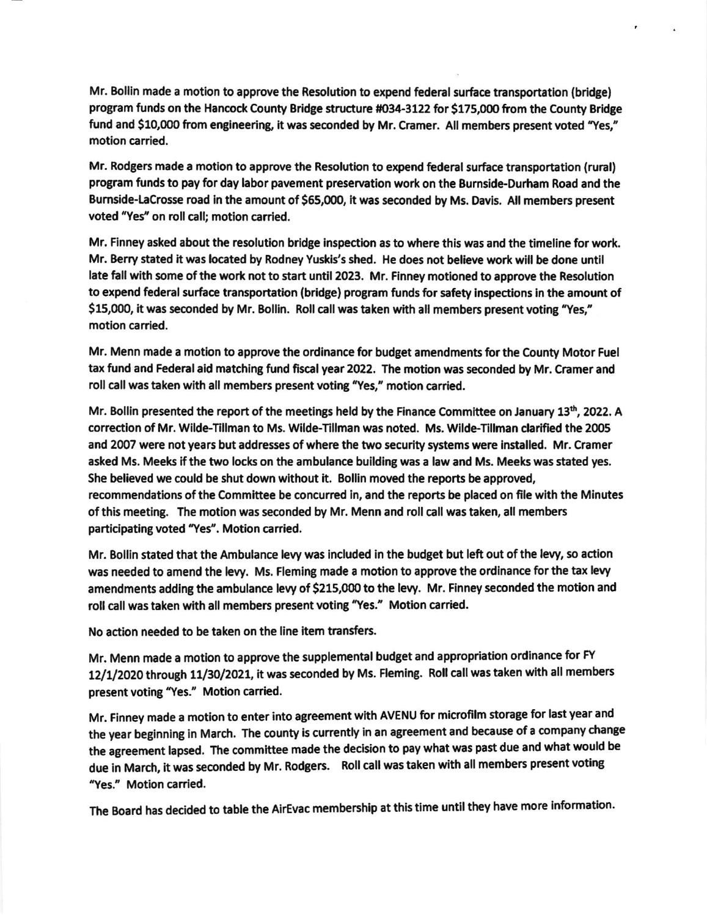Mr. Bollin made a motion to approve the Resolution to expend federal surface transportation (bridge) program funds on the Hancock County Bridge structure #034-3122 for $175,000 from the County Bridge fund and $10,000 from engineering, it was seconded by Mr. Cramer. All members present voted "Yes," motion carried.

Mr. Rodgers made a motion to approve the Resolution to expend federal surface transportation (rural) program funds to pay for day labor pavement preservation work on the Burnside-Durham Road and the Burnside-LaCrosse road in the amount of $65,000, it was seconded by Ms. Davis. All members present voted "Yes" on roll call; motion carried.

Mr. Finney asked about the resolution bridge inspection as to where this was and the timeline for work. Mr. Berry stated it was located by Rodney Yuskis's shed. He does not believe work will be done until late fall with some of the work not to start until 2023. Mr. Finney motioned to approve the Resolution to expend federal surface transportation (bridge) program funds for safety inspections in the amount of $15,000, it was seconded by Mr. Bollin. Roll call was taken with all members present voting "Yes," motion carried.

Mr. Menn made a motion to approve the ordinance for budget amendments for the County Motor Fuel tax fund and Federal aid matching fund fiscal year 2022. The motion was seconded by Mr. Cramer and roll call was taken with all members present voting "Yes," motion carried.

Mr. Bollin presented the report of the meetings held by the Finance Committee on January 13th, 2022. A correction of Mr. Wilde-Tillman to Ms. Wilde-Tillman was noted. Ms. Wilde-Tillman clarified the 2005 and 2007 were not years but addresses of where the two security systems were installed. Mr. Cramer asked Ms. Meeks if the two locks on the ambulance building was a law and Ms. Meeks was stated yes. She believed we could be shut down without it. Bollin moved the reports be approved, recommendations of the Committee be concurred in, and the reports be placed on file with the Minutes of this meeting. The motion was seconded by Mr. Menn and roll call was taken, all members participating voted "Yes". Motion carried.

Mr. Bollin stated that the Ambulance levy was included in the budget but left out of the levy, so action was needed to amend the levy. Ms. Fleming made a motion to approve the ordinance for the tax levy amendments adding the ambulance levy of $215,000 to the levy. Mr. Finney seconded the motion and roll call was taken with all members present voting "Yes." Motion carried.

No action needed to be taken on the line item transfers.

Mr. Menn made a motion to approve the supplemental budget and appropriation ordinance for FY 12/1/2020 through 11/30/2021, it was seconded by Ms. Fleming. Roll call was taken with all members present voting "Yes." Motion carried.

Mr. Finney made a motion to enter into agreement with AVENU for microfilm storage for last year and the year beginning in March. The county is currently in an agreement and because of a company change the agreement lapsed. The committee made the decision to pay what was past due and what would be due in March, it was seconded by Mr. Rodgers. Roll call was taken with all members present voting "Yes." Motion carried.

The Board has decided to table the AirEvac membership at this time until they have more information.